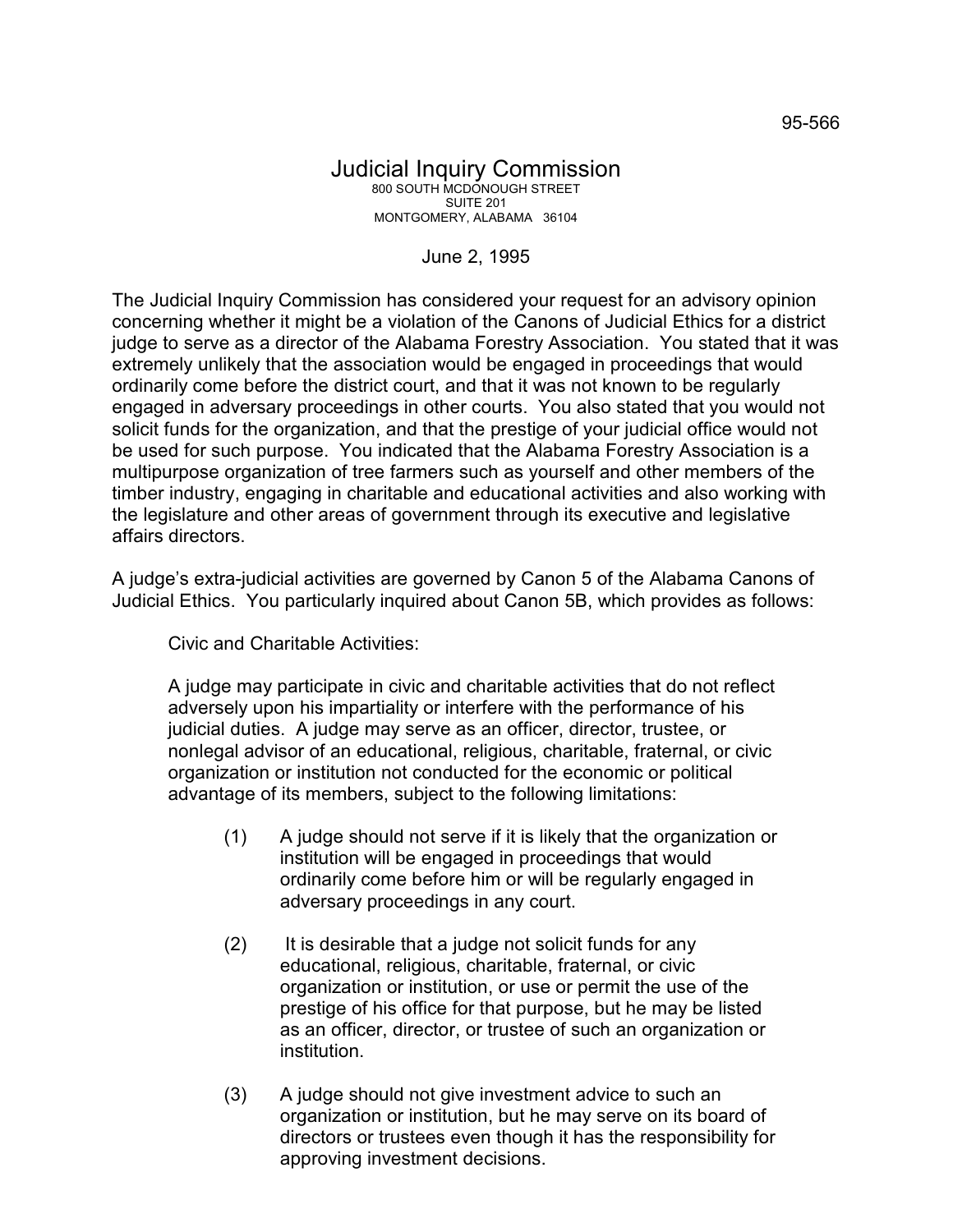95-566

# Judicial Inquiry Commission

800 SOUTH MCDONOUGH STREET
SUITE 201
MONTGOMERY, ALABAMA 36104

June 2, 1995

The Judicial Inquiry Commission has considered your request for an advisory opinion concerning whether it might be a violation of the Canons of Judicial Ethics for a district judge to serve as a director of the Alabama Forestry Association. You stated that it was extremely unlikely that the association would be engaged in proceedings that would ordinarily come before the district court, and that it was not known to be regularly engaged in adversary proceedings in other courts. You also stated that you would not solicit funds for the organization, and that the prestige of your judicial office would not be used for such purpose. You indicated that the Alabama Forestry Association is a multipurpose organization of tree farmers such as yourself and other members of the timber industry, engaging in charitable and educational activities and also working with the legislature and other areas of government through its executive and legislative affairs directors.

A judge's extra-judicial activities are governed by Canon 5 of the Alabama Canons of Judicial Ethics. You particularly inquired about Canon 5B, which provides as follows:

> Civic and Charitable Activities:
>
> A judge may participate in civic and charitable activities that do not reflect adversely upon his impartiality or interfere with the performance of his judicial duties. A judge may serve as an officer, director, trustee, or nonlegal advisor of an educational, religious, charitable, fraternal, or civic organization or institution not conducted for the economic or political advantage of its members, subject to the following limitations:
>
> (1) A judge should not serve if it is likely that the organization or institution will be engaged in proceedings that would ordinarily come before him or will be regularly engaged in adversary proceedings in any court.
>
> (2) It is desirable that a judge not solicit funds for any educational, religious, charitable, fraternal, or civic organization or institution, or use or permit the use of the prestige of his office for that purpose, but he may be listed as an officer, director, or trustee of such an organization or institution.
>
> (3) A judge should not give investment advice to such an organization or institution, but he may serve on its board of directors or trustees even though it has the responsibility for approving investment decisions.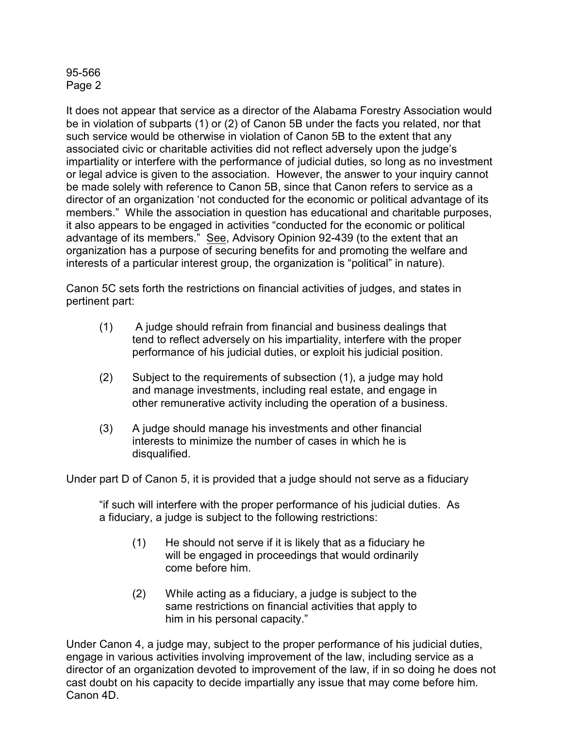It does not appear that service as a director of the Alabama Forestry Association would be in violation of subparts (1) or (2) of Canon 5B under the facts you related, nor that such service would be otherwise in violation of Canon 5B to the extent that any associated civic or charitable activities did not reflect adversely upon the judge's impartiality or interfere with the performance of judicial duties, so long as no investment or legal advice is given to the association. However, the answer to your inquiry cannot be made solely with reference to Canon 5B, since that Canon refers to service as a director of an organization 'not conducted for the economic or political advantage of its members." While the association in question has educational and charitable purposes, it also appears to be engaged in activities "conducted for the economic or political advantage of its members." See, Advisory Opinion 92-439 (to the extent that an organization has a purpose of securing benefits for and promoting the welfare and interests of a particular interest group, the organization is "political" in nature).

Canon 5C sets forth the restrictions on financial activities of judges, and states in pertinent part:

> (1) A judge should refrain from financial and business dealings that tend to reflect adversely on his impartiality, interfere with the proper performance of his judicial duties, or exploit his judicial position.
>
> (2) Subject to the requirements of subsection (1), a judge may hold and manage investments, including real estate, and engage in other remunerative activity including the operation of a business.
>
> (3) A judge should manage his investments and other financial interests to minimize the number of cases in which he is disqualified.

Under part D of Canon 5, it is provided that a judge should not serve as a fiduciary

> "if such will interfere with the proper performance of his judicial duties. As a fiduciary, a judge is subject to the following restrictions:
>
> > (1) He should not serve if it is likely that as a fiduciary he will be engaged in proceedings that would ordinarily come before him.
> >
> > (2) While acting as a fiduciary, a judge is subject to the same restrictions on financial activities that apply to him in his personal capacity."

Under Canon 4, a judge may, subject to the proper performance of his judicial duties, engage in various activities involving improvement of the law, including service as a director of an organization devoted to improvement of the law, if in so doing he does not cast doubt on his capacity to decide impartially any issue that may come before him. Canon 4D.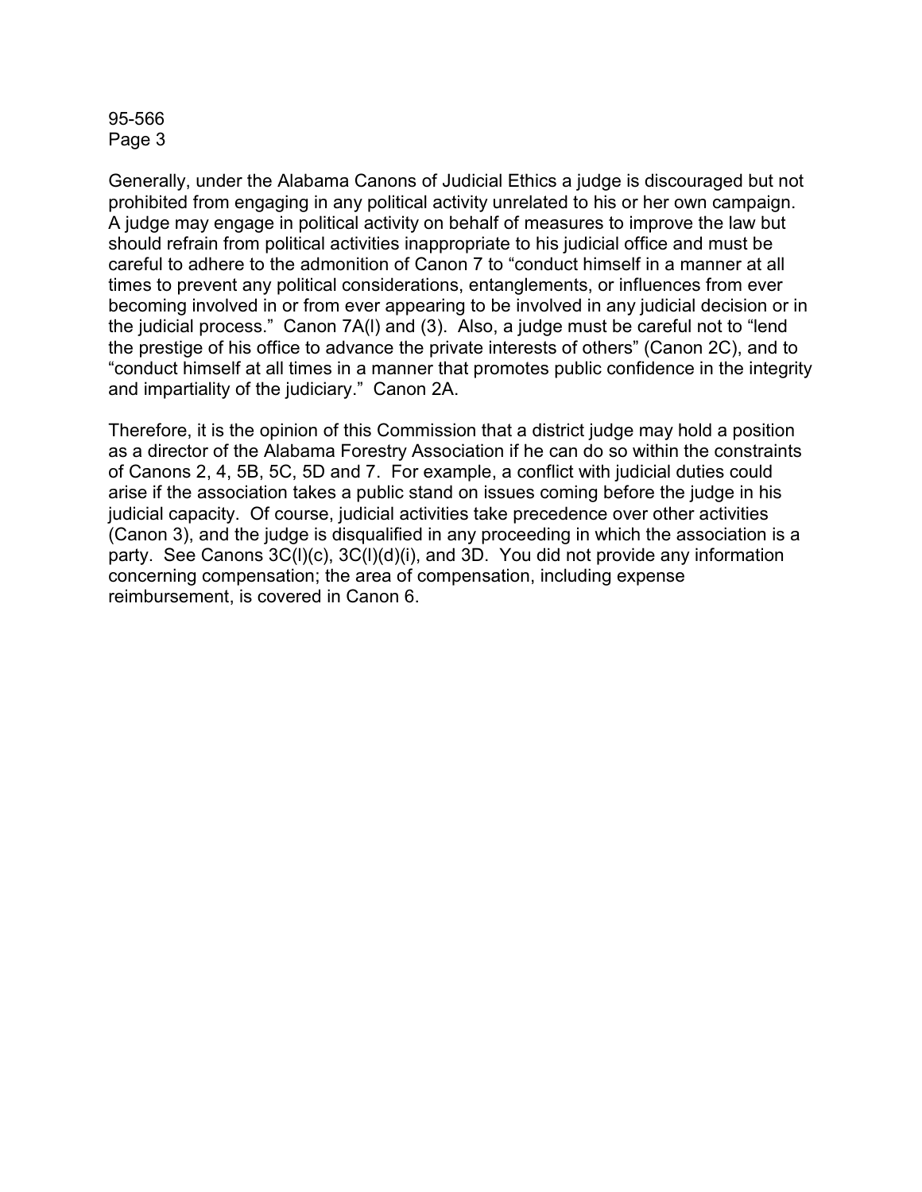Generally, under the Alabama Canons of Judicial Ethics a judge is discouraged but not prohibited from engaging in any political activity unrelated to his or her own campaign. A judge may engage in political activity on behalf of measures to improve the law but should refrain from political activities inappropriate to his judicial office and must be careful to adhere to the admonition of Canon 7 to "conduct himself in a manner at all times to prevent any political considerations, entanglements, or influences from ever becoming involved in or from ever appearing to be involved in any judicial decision or in the judicial process." Canon 7A(l) and (3). Also, a judge must be careful not to "lend the prestige of his office to advance the private interests of others" (Canon 2C), and to "conduct himself at all times in a manner that promotes public confidence in the integrity and impartiality of the judiciary." Canon 2A.

Therefore, it is the opinion of this Commission that a district judge may hold a position as a director of the Alabama Forestry Association if he can do so within the constraints of Canons 2, 4, 5B, 5C, 5D and 7. For example, a conflict with judicial duties could arise if the association takes a public stand on issues coming before the judge in his judicial capacity. Of course, judicial activities take precedence over other activities (Canon 3), and the judge is disqualified in any proceeding in which the association is a party. See Canons 3C(l)(c), 3C(l)(d)(i), and 3D. You did not provide any information concerning compensation; the area of compensation, including expense reimbursement, is covered in Canon 6.